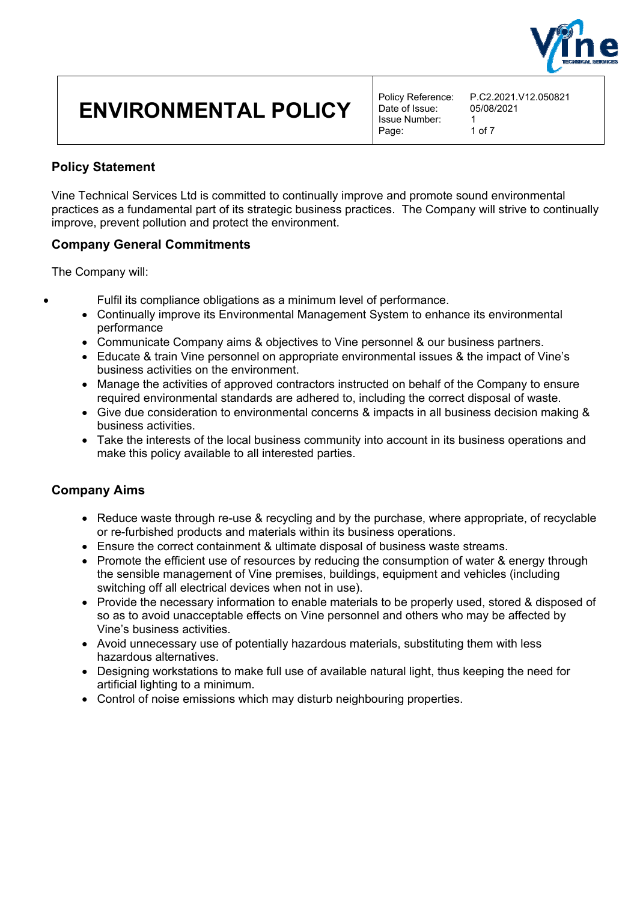# ENVIRONMENTAL POLICY

| | |
|---|---|
| Policy Reference: | P.C2.2021.V12.050821 |
| Date of Issue: | 05/08/2021 |
| Issue Number: | 1 |

## Policy Statement

Vine Technical Services Ltd is committed to continually improve and promote sound environmental practices as a fundamental part of its strategic business practices. The Company will strive to continually improve, prevent pollution and protect the environment.

## Company General Commitments

The Company will:

- Fulfil its compliance obligations as a minimum level of performance.
- Continually improve its Environmental Management System to enhance its environmental performance
- Communicate Company aims & objectives to Vine personnel & our business partners.
- Educate & train Vine personnel on appropriate environmental issues & the impact of Vine's business activities on the environment.
- Manage the activities of approved contractors instructed on behalf of the Company to ensure required environmental standards are adhered to, including the correct disposal of waste.
- Give due consideration to environmental concerns & impacts in all business decision making & business activities.
- Take the interests of the local business community into account in its business operations and make this policy available to all interested parties.

## Company Aims

- Reduce waste through re-use & recycling and by the purchase, where appropriate, of recyclable or re-furbished products and materials within its business operations.
- Ensure the correct containment & ultimate disposal of business waste streams.
- Promote the efficient use of resources by reducing the consumption of water & energy through the sensible management of Vine premises, buildings, equipment and vehicles (including switching off all electrical devices when not in use).
- Provide the necessary information to enable materials to be properly used, stored & disposed of so as to avoid unacceptable effects on Vine personnel and others who may be affected by Vine's business activities.
- Avoid unnecessary use of potentially hazardous materials, substituting them with less hazardous alternatives.
- Designing workstations to make full use of available natural light, thus keeping the need for artificial lighting to a minimum.
- Control of noise emissions which may disturb neighbouring properties.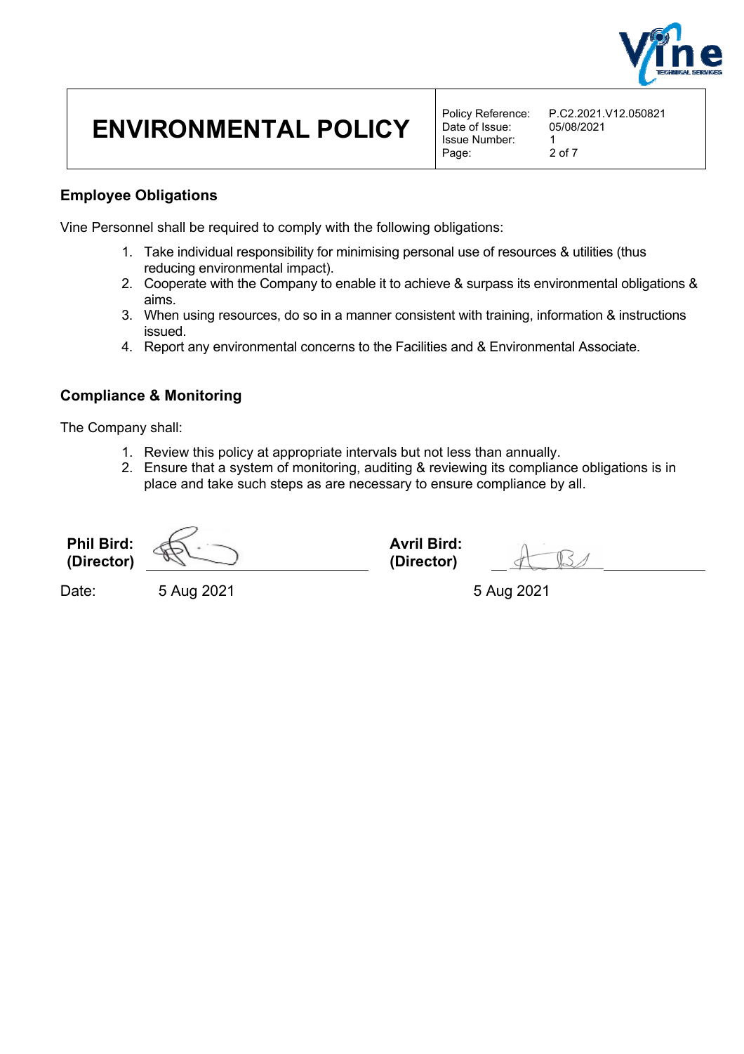## Employee Obligations

Vine Personnel shall be required to comply with the following obligations:

1. Take individual responsibility for minimising personal use of resources & utilities (thus reducing environmental impact).
2. Cooperate with the Company to enable it to achieve & surpass its environmental obligations & aims.
3. When using resources, do so in a manner consistent with training, information & instructions issued.
4. Report any environmental concerns to the Facilities and & Environmental Associate.

## Compliance & Monitoring

The Company shall:

1. Review this policy at appropriate intervals but not less than annually.
2. Ensure that a system of monitoring, auditing & reviewing its compliance obligations is in place and take such steps as are necessary to ensure compliance by all.

**Phil Bird: (Director)** ____________________ **Avril Bird: (Director)** ____________________

Date: 5 Aug 2021 5 Aug 2021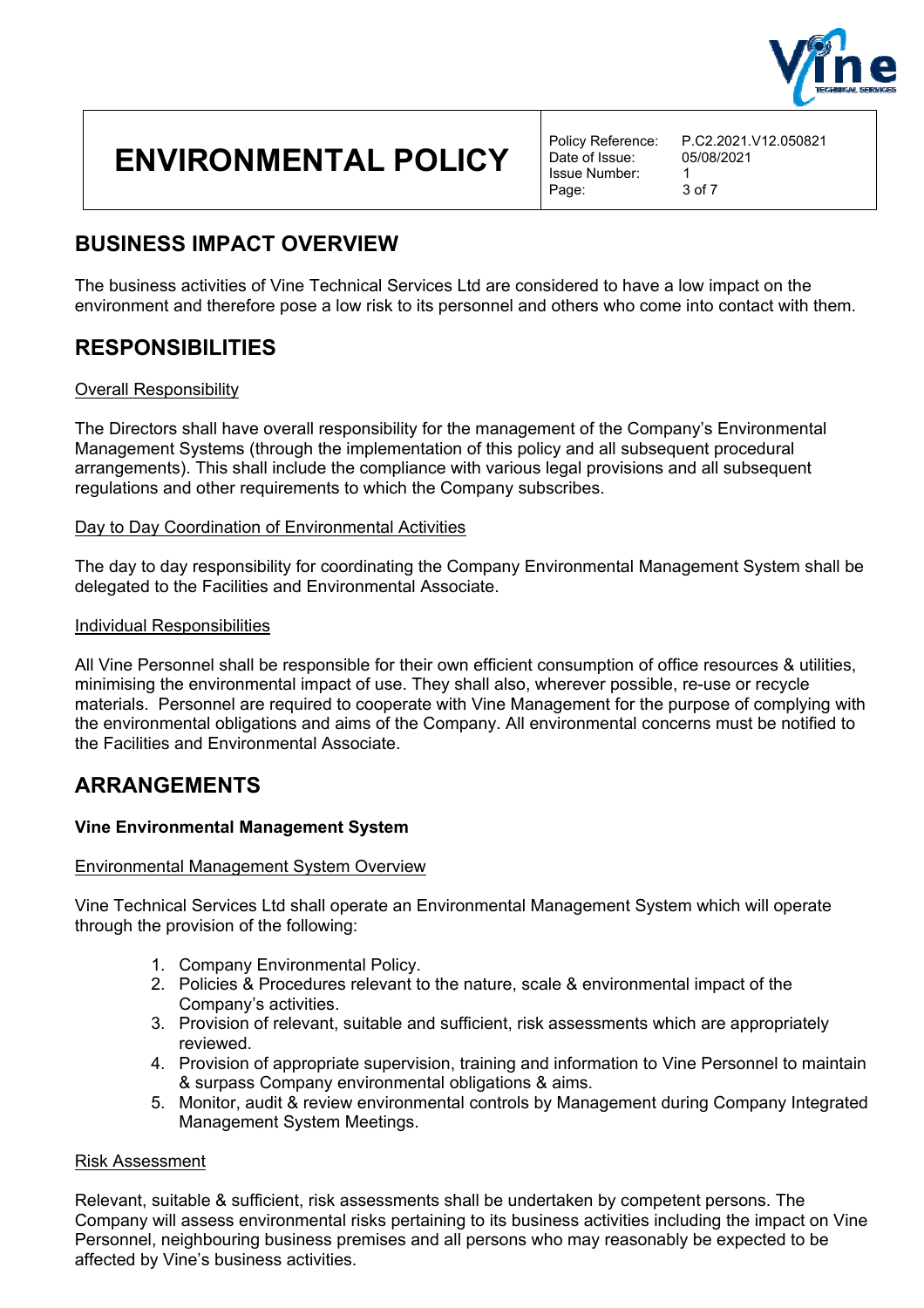## BUSINESS IMPACT OVERVIEW

The business activities of Vine Technical Services Ltd are considered to have a low impact on the environment and therefore pose a low risk to its personnel and others who come into contact with them.

## RESPONSIBILITIES

Overall Responsibility

The Directors shall have overall responsibility for the management of the Company's Environmental Management Systems (through the implementation of this policy and all subsequent procedural arrangements). This shall include the compliance with various legal provisions and all subsequent regulations and other requirements to which the Company subscribes.

Day to Day Coordination of Environmental Activities

The day to day responsibility for coordinating the Company Environmental Management System shall be delegated to the Facilities and Environmental Associate.

Individual Responsibilities

All Vine Personnel shall be responsible for their own efficient consumption of office resources & utilities, minimising the environmental impact of use. They shall also, wherever possible, re-use or recycle materials. Personnel are required to cooperate with Vine Management for the purpose of complying with the environmental obligations and aims of the Company. All environmental concerns must be notified to the Facilities and Environmental Associate.

## ARRANGEMENTS

**Vine Environmental Management System**

Environmental Management System Overview

Vine Technical Services Ltd shall operate an Environmental Management System which will operate through the provision of the following:

1. Company Environmental Policy.
2. Policies & Procedures relevant to the nature, scale & environmental impact of the Company's activities.
3. Provision of relevant, suitable and sufficient, risk assessments which are appropriately reviewed.
4. Provision of appropriate supervision, training and information to Vine Personnel to maintain & surpass Company environmental obligations & aims.
5. Monitor, audit & review environmental controls by Management during Company Integrated Management System Meetings.

Risk Assessment

Relevant, suitable & sufficient, risk assessments shall be undertaken by competent persons. The Company will assess environmental risks pertaining to its business activities including the impact on Vine Personnel, neighbouring business premises and all persons who may reasonably be expected to be affected by Vine's business activities.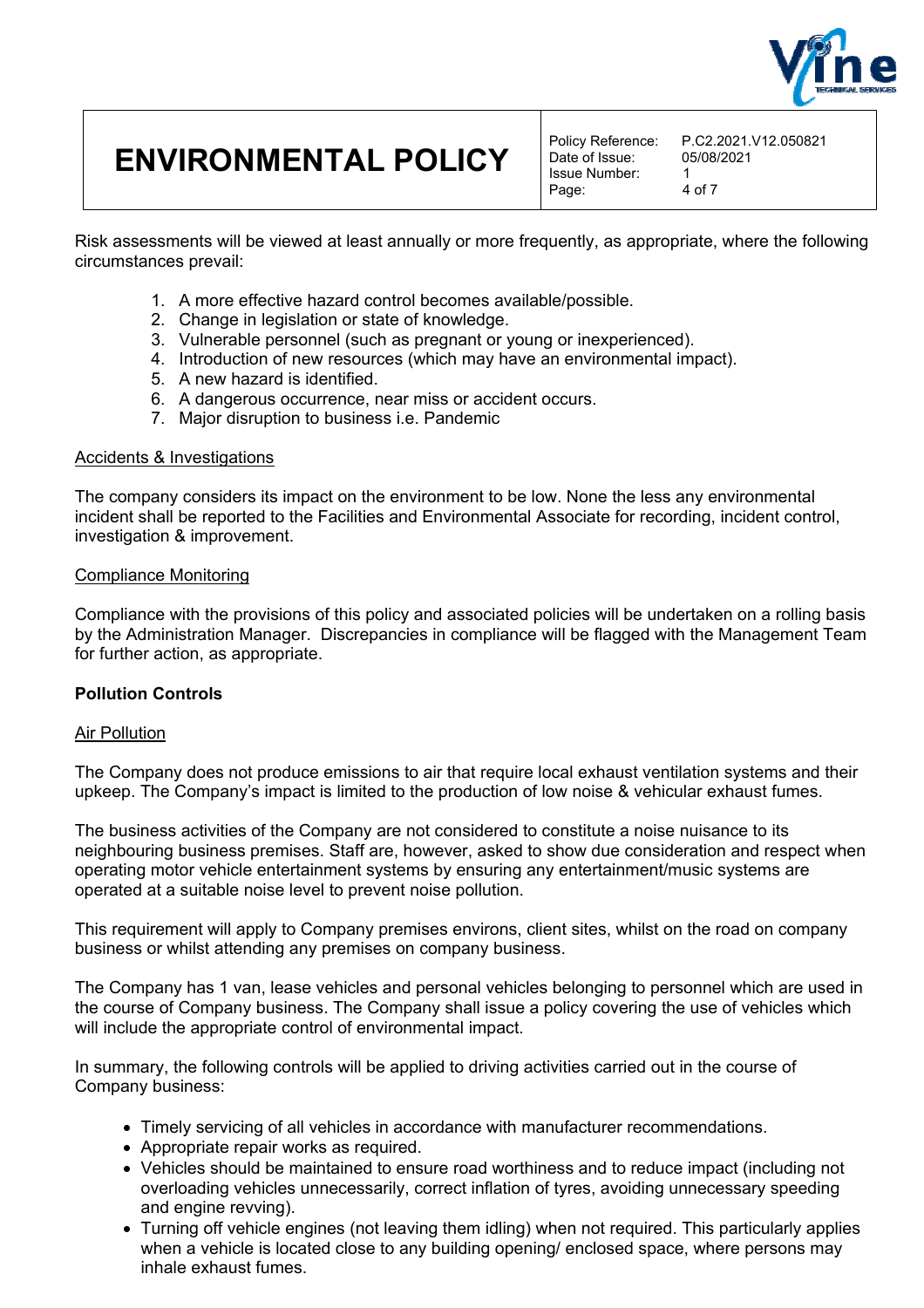Risk assessments will be viewed at least annually or more frequently, as appropriate, where the following circumstances prevail:

1. A more effective hazard control becomes available/possible.
2. Change in legislation or state of knowledge.
3. Vulnerable personnel (such as pregnant or young or inexperienced).
4. Introduction of new resources (which may have an environmental impact).
5. A new hazard is identified.
6. A dangerous occurrence, near miss or accident occurs.
7. Major disruption to business i.e. Pandemic

Accidents & Investigations

The company considers its impact on the environment to be low. None the less any environmental incident shall be reported to the Facilities and Environmental Associate for recording, incident control, investigation & improvement.

Compliance Monitoring

Compliance with the provisions of this policy and associated policies will be undertaken on a rolling basis by the Administration Manager. Discrepancies in compliance will be flagged with the Management Team for further action, as appropriate.

**Pollution Controls**

Air Pollution

The Company does not produce emissions to air that require local exhaust ventilation systems and their upkeep. The Company's impact is limited to the production of low noise & vehicular exhaust fumes.

The business activities of the Company are not considered to constitute a noise nuisance to its neighbouring business premises. Staff are, however, asked to show due consideration and respect when operating motor vehicle entertainment systems by ensuring any entertainment/music systems are operated at a suitable noise level to prevent noise pollution.

This requirement will apply to Company premises environs, client sites, whilst on the road on company business or whilst attending any premises on company business.

The Company has 1 van, lease vehicles and personal vehicles belonging to personnel which are used in the course of Company business. The Company shall issue a policy covering the use of vehicles which will include the appropriate control of environmental impact.

In summary, the following controls will be applied to driving activities carried out in the course of Company business:

- Timely servicing of all vehicles in accordance with manufacturer recommendations.
- Appropriate repair works as required.
- Vehicles should be maintained to ensure road worthiness and to reduce impact (including not overloading vehicles unnecessarily, correct inflation of tyres, avoiding unnecessary speeding and engine revving).
- Turning off vehicle engines (not leaving them idling) when not required. This particularly applies when a vehicle is located close to any building opening/ enclosed space, where persons may inhale exhaust fumes.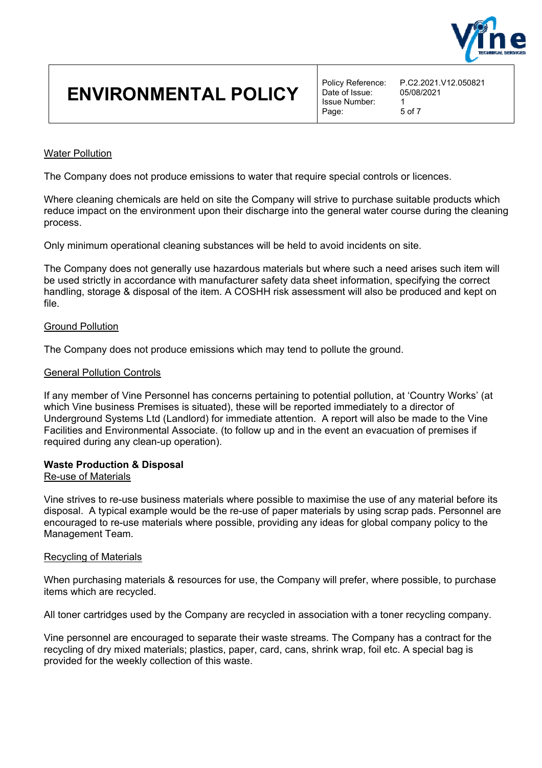### Water Pollution

The Company does not produce emissions to water that require special controls or licences.

Where cleaning chemicals are held on site the Company will strive to purchase suitable products which reduce impact on the environment upon their discharge into the general water course during the cleaning process.

Only minimum operational cleaning substances will be held to avoid incidents on site.

The Company does not generally use hazardous materials but where such a need arises such item will be used strictly in accordance with manufacturer safety data sheet information, specifying the correct handling, storage & disposal of the item. A COSHH risk assessment will also be produced and kept on file.

### Ground Pollution

The Company does not produce emissions which may tend to pollute the ground.

### General Pollution Controls

If any member of Vine Personnel has concerns pertaining to potential pollution, at 'Country Works' (at which Vine business Premises is situated), these will be reported immediately to a director of Underground Systems Ltd (Landlord) for immediate attention. A report will also be made to the Vine Facilities and Environmental Associate. (to follow up and in the event an evacuation of premises if required during any clean-up operation).

## Waste Production & Disposal

### Re-use of Materials

Vine strives to re-use business materials where possible to maximise the use of any material before its disposal. A typical example would be the re-use of paper materials by using scrap pads. Personnel are encouraged to re-use materials where possible, providing any ideas for global company policy to the Management Team.

### Recycling of Materials

When purchasing materials & resources for use, the Company will prefer, where possible, to purchase items which are recycled.

All toner cartridges used by the Company are recycled in association with a toner recycling company.

Vine personnel are encouraged to separate their waste streams. The Company has a contract for the recycling of dry mixed materials; plastics, paper, card, cans, shrink wrap, foil etc. A special bag is provided for the weekly collection of this waste.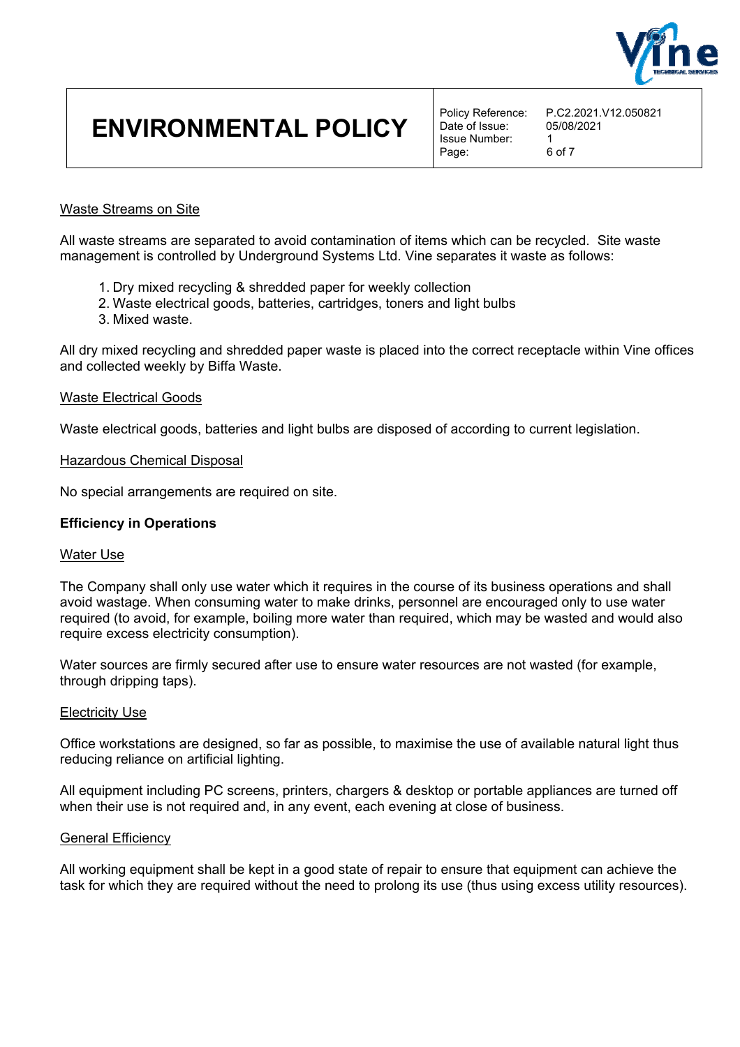Waste Streams on Site

All waste streams are separated to avoid contamination of items which can be recycled.  Site waste management is controlled by Underground Systems Ltd. Vine separates it waste as follows:

1. Dry mixed recycling & shredded paper for weekly collection
2. Waste electrical goods, batteries, cartridges, toners and light bulbs
3. Mixed waste.

All dry mixed recycling and shredded paper waste is placed into the correct receptacle within Vine offices and collected weekly by Biffa Waste.

Waste Electrical Goods

Waste electrical goods, batteries and light bulbs are disposed of according to current legislation.

Hazardous Chemical Disposal

No special arrangements are required on site.

**Efficiency in Operations**

Water Use

The Company shall only use water which it requires in the course of its business operations and shall avoid wastage. When consuming water to make drinks, personnel are encouraged only to use water required (to avoid, for example, boiling more water than required, which may be wasted and would also require excess electricity consumption).

Water sources are firmly secured after use to ensure water resources are not wasted (for example, through dripping taps).

Electricity Use

Office workstations are designed, so far as possible, to maximise the use of available natural light thus reducing reliance on artificial lighting.

All equipment including PC screens, printers, chargers & desktop or portable appliances are turned off when their use is not required and, in any event, each evening at close of business.

General Efficiency

All working equipment shall be kept in a good state of repair to ensure that equipment can achieve the task for which they are required without the need to prolong its use (thus using excess utility resources).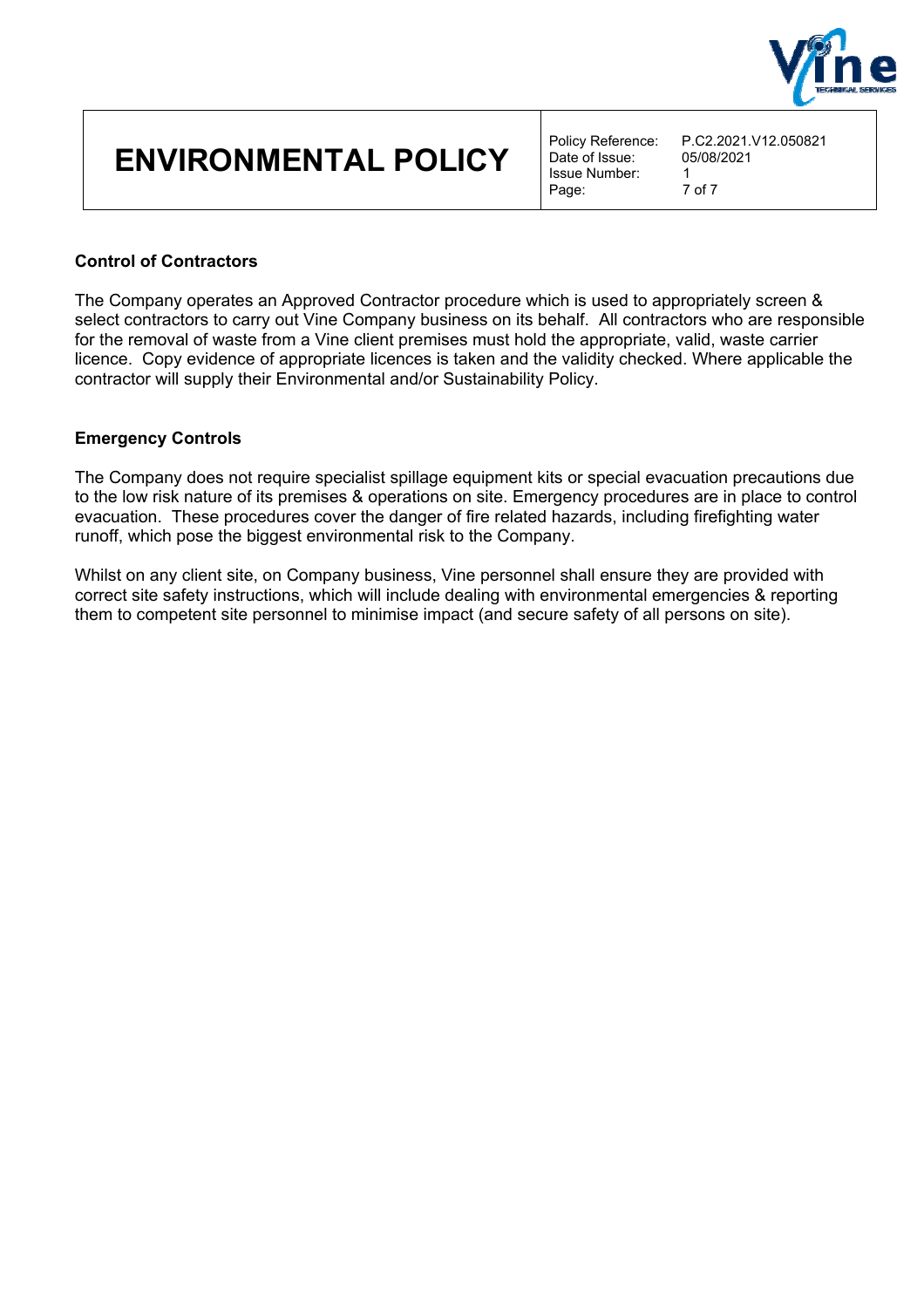## Control of Contractors

The Company operates an Approved Contractor procedure which is used to appropriately screen & select contractors to carry out Vine Company business on its behalf. All contractors who are responsible for the removal of waste from a Vine client premises must hold the appropriate, valid, waste carrier licence. Copy evidence of appropriate licences is taken and the validity checked. Where applicable the contractor will supply their Environmental and/or Sustainability Policy.

## Emergency Controls

The Company does not require specialist spillage equipment kits or special evacuation precautions due to the low risk nature of its premises & operations on site. Emergency procedures are in place to control evacuation. These procedures cover the danger of fire related hazards, including firefighting water runoff, which pose the biggest environmental risk to the Company.

Whilst on any client site, on Company business, Vine personnel shall ensure they are provided with correct site safety instructions, which will include dealing with environmental emergencies & reporting them to competent site personnel to minimise impact (and secure safety of all persons on site).